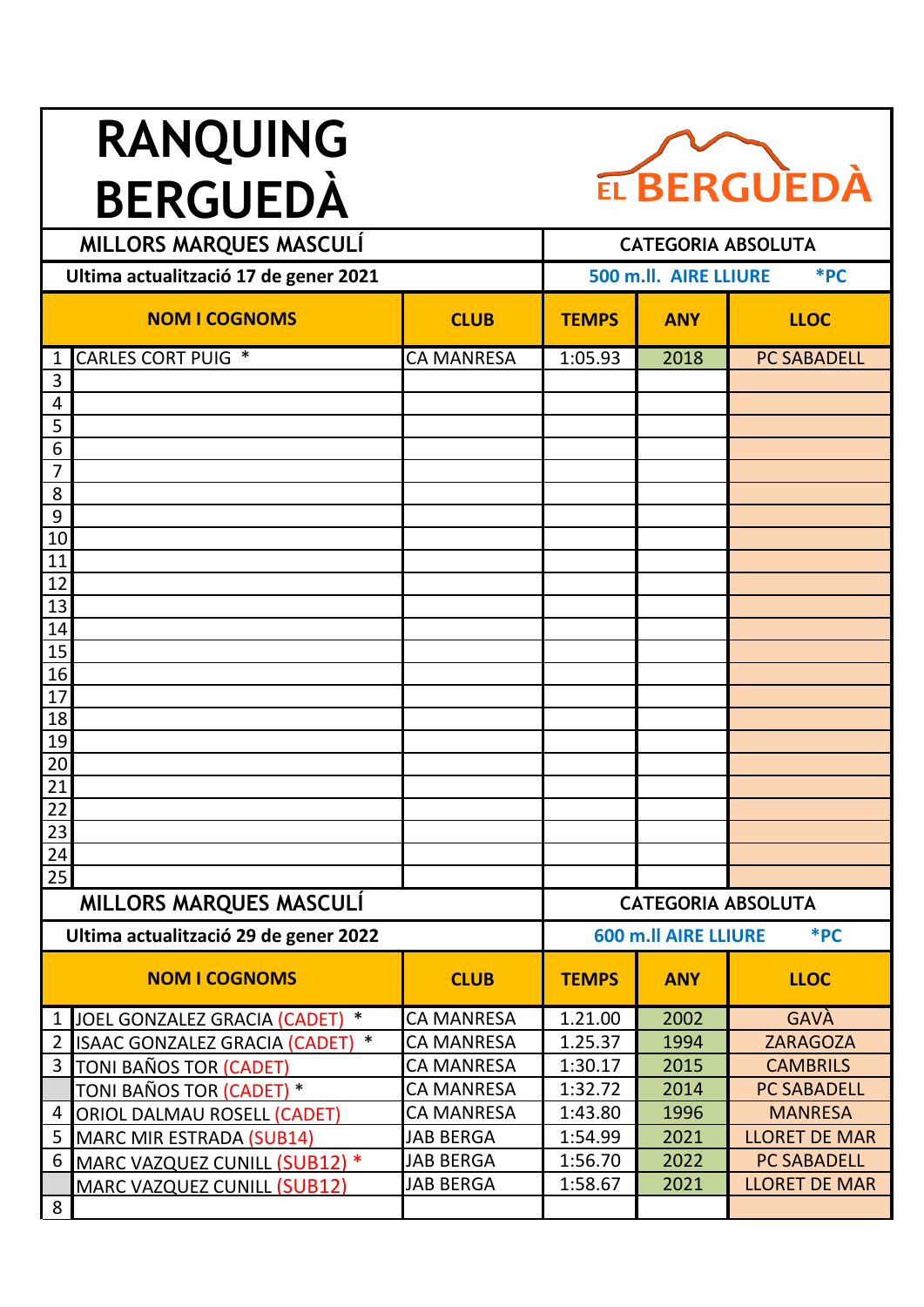# RANQUING BERGUEDÀ

EL BERGUEDÀ

| MILLORS MARQUES MASCULÍ | | CATEGORIA ABSOLUTA | | |
|---|---|---|---|---|
| Ultima actualització 17 de gener 2021 | | 500 m.ll. AIRE LLIURE *PC | | |
| **NOM I COGNOMS** | **CLUB** | **TEMPS** | **ANY** | **LLOC** |
| 1 CARLES CORT PUIG * | CA MANRESA | 1:05.93 | 2018 | PC SABADELL |
| 3 | | | | |
| 4 | | | | |
| 5 | | | | |
| 6 | | | | |
| 7 | | | | |
| 8 | | | | |
| 9 | | | | |
| 10 | | | | |
| 11 | | | | |
| 12 | | | | |
| 13 | | | | |
| 14 | | | | |
| 15 | | | | |
| 16 | | | | |
| 17 | | | | |
| 18 | | | | |
| 19 | | | | |
| 20 | | | | |
| 21 | | | | |
| 22 | | | | |
| 23 | | | | |
| 24 | | | | |
| 25 | | | | |

| MILLORS MARQUES MASCULÍ | | CATEGORIA ABSOLUTA | | |
|---|---|---|---|---|
| Ultima actualització 29 de gener 2022 | | 600 m.ll AIRE LLIURE *PC | | |
| **NOM I COGNOMS** | **CLUB** | **TEMPS** | **ANY** | **LLOC** |
| 1 JOEL GONZALEZ GRACIA (CADET) * | CA MANRESA | 1.21.00 | 2002 | GAVÀ |
| 2 ISAAC GONZALEZ GRACIA (CADET) * | CA MANRESA | 1.25.37 | 1994 | ZARAGOZA |
| 3 TONI BAÑOS TOR (CADET) | CA MANRESA | 1:30.17 | 2015 | CAMBRILS |
| TONI BAÑOS TOR (CADET) * | CA MANRESA | 1:32.72 | 2014 | PC SABADELL |
| 4 ORIOL DALMAU ROSELL (CADET) | CA MANRESA | 1:43.80 | 1996 | MANRESA |
| 5 MARC MIR ESTRADA (SUB14) | JAB BERGA | 1:54.99 | 2021 | LLORET DE MAR |
| 6 MARC VAZQUEZ CUNILL (SUB12) * | JAB BERGA | 1:56.70 | 2022 | PC SABADELL |
| MARC VAZQUEZ CUNILL (SUB12) | JAB BERGA | 1:58.67 | 2021 | LLORET DE MAR |
| 8 | | | | |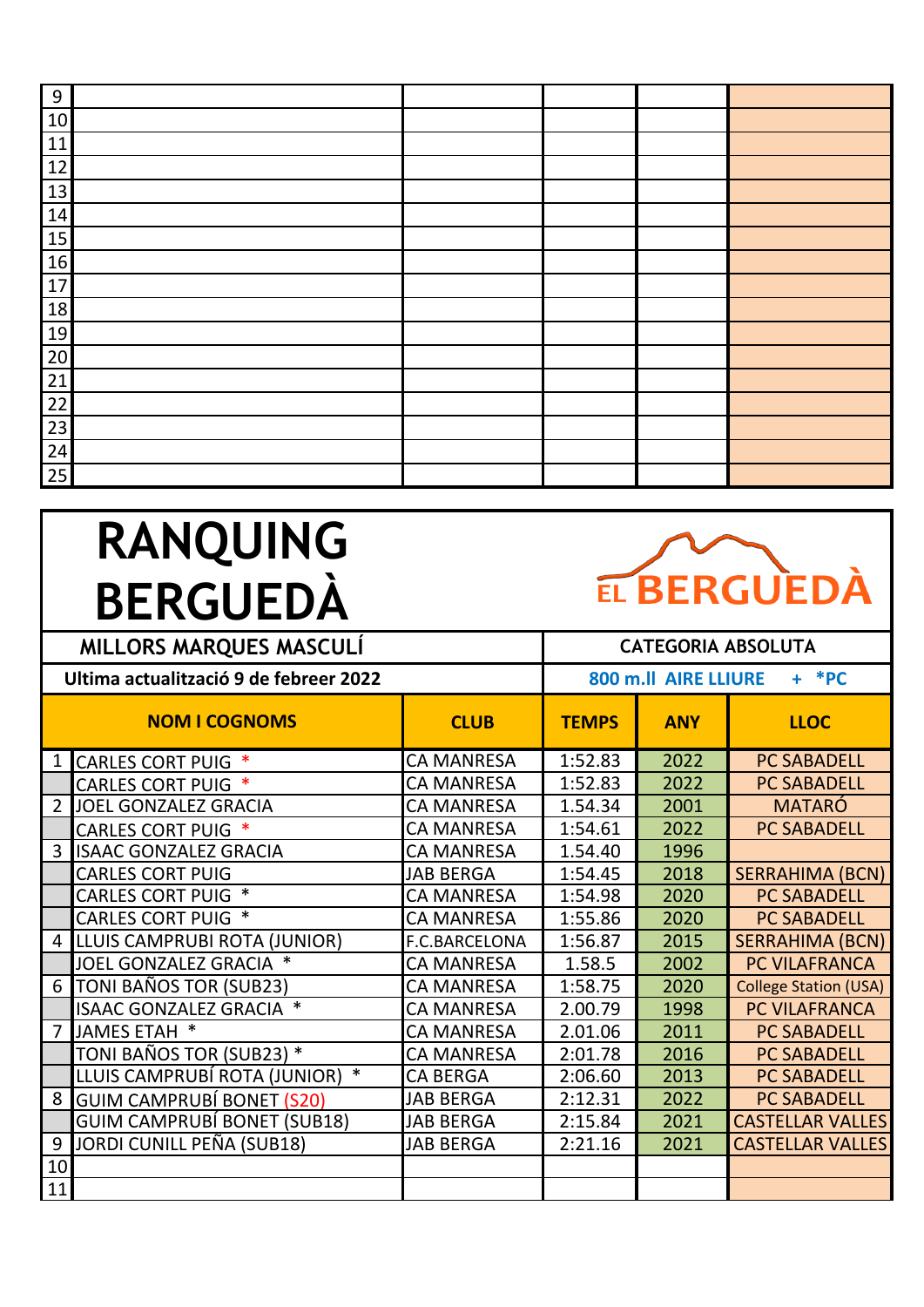| | | | | | |
|---|---|---|---|---|---|
| 9 | | | | | |
| 10 | | | | | |
| 11 | | | | | |
| 12 | | | | | |
| 13 | | | | | |
| 14 | | | | | |
| 15 | | | | | |
| 16 | | | | | |
| 17 | | | | | |
| 18 | | | | | |
| 19 | | | | | |
| 20 | | | | | |
| 21 | | | | | |
| 22 | | | | | |
| 23 | | | | | |
| 24 | | | | | |
| 25 | | | | | |

# RANQUING BERGUEDÀ

EL BERGUEDÀ

| MILLORS MARQUES MASCULÍ | | | CATEGORIA ABSOLUTA | | |
|---|---|---|---|---|---|
| Ultima actualització 9 de febreer 2022 | | | 800 m.ll AIRE LLIURE + *PC | | |
| | **NOM I COGNOMS** | **CLUB** | **TEMPS** | **ANY** | **LLOC** |
| 1 | CARLES CORT PUIG * | CA MANRESA | 1:52.83 | 2022 | PC SABADELL |
| | CARLES CORT PUIG * | CA MANRESA | 1:52.83 | 2022 | PC SABADELL |
| 2 | JOEL GONZALEZ GRACIA | CA MANRESA | 1.54.34 | 2001 | MATARÓ |
| | CARLES CORT PUIG * | CA MANRESA | 1:54.61 | 2022 | PC SABADELL |
| 3 | ISAAC GONZALEZ GRACIA | CA MANRESA | 1.54.40 | 1996 | |
| | CARLES CORT PUIG | JAB BERGA | 1:54.45 | 2018 | SERRAHIMA (BCN) |
| | CARLES CORT PUIG * | CA MANRESA | 1:54.98 | 2020 | PC SABADELL |
| | CARLES CORT PUIG * | CA MANRESA | 1:55.86 | 2020 | PC SABADELL |
| 4 | LLUIS CAMPRUBI ROTA (JUNIOR) | F.C.BARCELONA | 1:56.87 | 2015 | SERRAHIMA (BCN) |
| | JOEL GONZALEZ GRACIA * | CA MANRESA | 1.58.5 | 2002 | PC VILAFRANCA |
| 6 | TONI BAÑOS TOR (SUB23) | CA MANRESA | 1:58.75 | 2020 | College Station (USA) |
| | ISAAC GONZALEZ GRACIA * | CA MANRESA | 2.00.79 | 1998 | PC VILAFRANCA |
| 7 | JAMES ETAH * | CA MANRESA | 2.01.06 | 2011 | PC SABADELL |
| | TONI BAÑOS TOR (SUB23) * | CA MANRESA | 2:01.78 | 2016 | PC SABADELL |
| | LLUIS CAMPRUBÍ ROTA (JUNIOR) * | CA BERGA | 2:06.60 | 2013 | PC SABADELL |
| 8 | GUIM CAMPRUBÍ BONET (S20) | JAB BERGA | 2:12.31 | 2022 | PC SABADELL |
| | GUIM CAMPRUBÍ BONET (SUB18) | JAB BERGA | 2:15.84 | 2021 | CASTELLAR VALLES |
| 9 | JORDI CUNILL PEÑA (SUB18) | JAB BERGA | 2:21.16 | 2021 | CASTELLAR VALLES |
| 10 | | | | | |
| 11 | | | | | |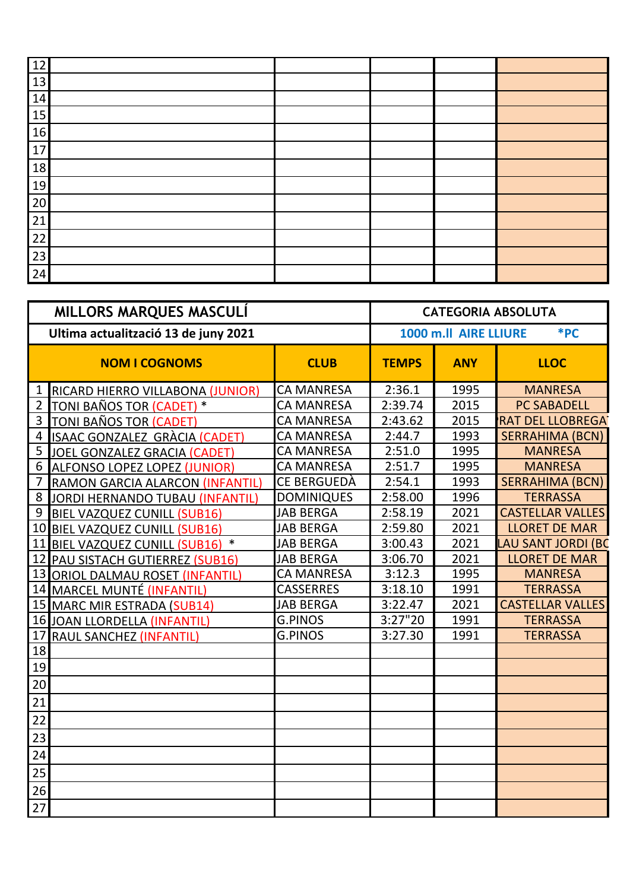| | | | | | |
|---|---|---|---|---|---|
| 12 | | | | | |
| 13 | | | | | |
| 14 | | | | | |
| 15 | | | | | |
| 16 | | | | | |
| 17 | | | | | |
| 18 | | | | | |
| 19 | | | | | |
| 20 | | | | | |
| 21 | | | | | |
| 22 | | | | | |
| 23 | | | | | |
| 24 | | | | | |

| MILLORS MARQUES MASCULÍ | | | CATEGORIA ABSOLUTA | | |
|---|---|---|---|---|---|
| Ultima actualització 13 de juny 2021 | | | 1000 m.ll AIRE LLIURE *PC | | |
| | NOM I COGNOMS | CLUB | TEMPS | ANY | LLOC |
| 1 | RICARD HIERRO VILLABONA (JUNIOR) | CA MANRESA | 2:36.1 | 1995 | MANRESA |
| 2 | TONI BAÑOS TOR (CADET) * | CA MANRESA | 2:39.74 | 2015 | PC SABADELL |
| 3 | TONI BAÑOS TOR (CADET) | CA MANRESA | 2:43.62 | 2015 | PRAT DEL LLOBREGAT |
| 4 | ISAAC GONZALEZ GRÀCIA (CADET) | CA MANRESA | 2:44.7 | 1993 | SERRAHIMA (BCN) |
| 5 | JOEL GONZALEZ GRACIA (CADET) | CA MANRESA | 2:51.0 | 1995 | MANRESA |
| 6 | ALFONSO LOPEZ LOPEZ (JUNIOR) | CA MANRESA | 2:51.7 | 1995 | MANRESA |
| 7 | RAMON GARCIA ALARCON (INFANTIL) | CE BERGUEDÀ | 2:54.1 | 1993 | SERRAHIMA (BCN) |
| 8 | JORDI HERNANDO TUBAU (INFANTIL) | DOMINIQUES | 2:58.00 | 1996 | TERRASSA |
| 9 | BIEL VAZQUEZ CUNILL (SUB16) | JAB BERGA | 2:58.19 | 2021 | CASTELLAR VALLES |
| 10 | BIEL VAZQUEZ CUNILL (SUB16) | JAB BERGA | 2:59.80 | 2021 | LLORET DE MAR |
| 11 | BIEL VAZQUEZ CUNILL (SUB16) * | JAB BERGA | 3:00.43 | 2021 | PALAU SANT JORDI (BCN) |
| 12 | PAU SISTACH GUTIERREZ (SUB16) | JAB BERGA | 3:06.70 | 2021 | LLORET DE MAR |
| 13 | ORIOL DALMAU ROSET (INFANTIL) | CA MANRESA | 3:12.3 | 1995 | MANRESA |
| 14 | MARCEL MUNTÉ (INFANTIL) | CASSERRES | 3:18.10 | 1991 | TERRASSA |
| 15 | MARC MIR ESTRADA (SUB14) | JAB BERGA | 3:22.47 | 2021 | CASTELLAR VALLES |
| 16 | JOAN LLORDELLA (INFANTIL) | G.PINOS | 3:27"20 | 1991 | TERRASSA |
| 17 | RAUL SANCHEZ (INFANTIL) | G.PINOS | 3:27.30 | 1991 | TERRASSA |
| 18 | | | | | |
| 19 | | | | | |
| 20 | | | | | |
| 21 | | | | | |
| 22 | | | | | |
| 23 | | | | | |
| 24 | | | | | |
| 25 | | | | | |
| 26 | | | | | |
| 27 | | | | | |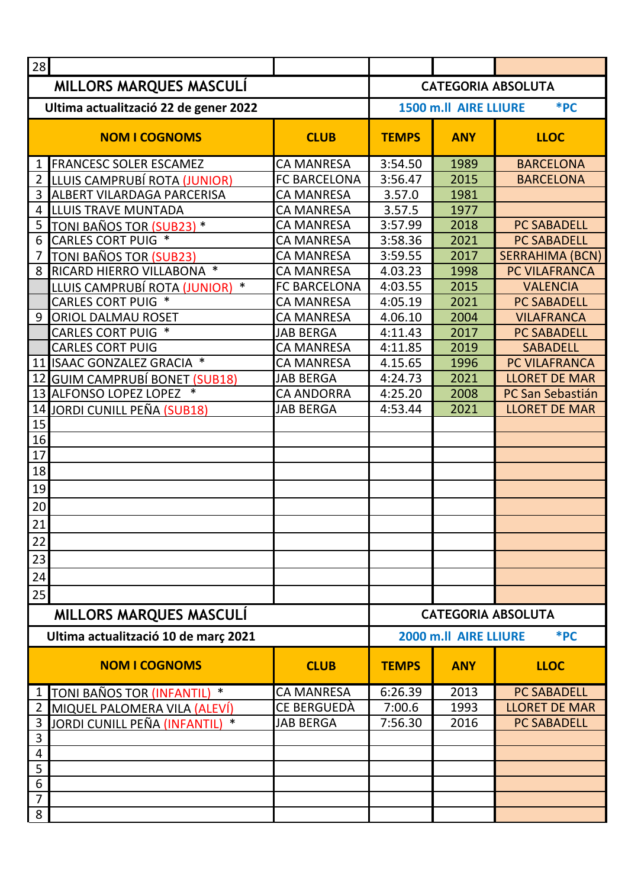| 28 | | | | | |
|---|---|---|---|---|---|

## MILLORS MARQUES MASCULÍ

**Ultima actualització 22 de gener 2022**

**CATEGORIA ABSOLUTA**

**1500 m.ll AIRE LLIURE *PC**

| | NOM I COGNOMS | CLUB | TEMPS | ANY | LLOC |
|---|---|---|---|---|---|
| 1 | FRANCESC SOLER ESCAMEZ | CA MANRESA | 3:54.50 | 1989 | BARCELONA |
| 2 | LLUIS CAMPRUBÍ ROTA (JUNIOR) | FC BARCELONA | 3:56.47 | 2015 | BARCELONA |
| 3 | ALBERT VILARDAGA PARCERISA | CA MANRESA | 3.57.0 | 1981 | |
| 4 | LLUIS TRAVE MUNTADA | CA MANRESA | 3.57.5 | 1977 | |
| 5 | TONI BAÑOS TOR (SUB23) * | CA MANRESA | 3:57.99 | 2018 | PC SABADELL |
| 6 | CARLES CORT PUIG * | CA MANRESA | 3:58.36 | 2021 | PC SABADELL |
| 7 | TONI BAÑOS TOR (SUB23) | CA MANRESA | 3:59.55 | 2017 | SERRAHIMA (BCN) |
| 8 | RICARD HIERRO VILLABONA * | CA MANRESA | 4.03.23 | 1998 | PC VILAFRANCA |
| | LLUIS CAMPRUBÍ ROTA (JUNIOR) * | FC BARCELONA | 4:03.55 | 2015 | VALENCIA |
| | CARLES CORT PUIG * | CA MANRESA | 4:05.19 | 2021 | PC SABADELL |
| 9 | ORIOL DALMAU ROSET | CA MANRESA | 4.06.10 | 2004 | VILAFRANCA |
| | CARLES CORT PUIG * | JAB BERGA | 4:11.43 | 2017 | PC SABADELL |
| | CARLES CORT PUIG | CA MANRESA | 4:11.85 | 2019 | SABADELL |
| 11 | ISAAC GONZALEZ GRACIA * | CA MANRESA | 4.15.65 | 1996 | PC VILAFRANCA |
| 12 | GUIM CAMPRUBÍ BONET (SUB18) | JAB BERGA | 4:24.73 | 2021 | LLORET DE MAR |
| 13 | ALFONSO LOPEZ LOPEZ * | CA ANDORRA | 4:25.20 | 2008 | PC San Sebastián |
| 14 | JORDI CUNILL PEÑA (SUB18) | JAB BERGA | 4:53.44 | 2021 | LLORET DE MAR |
| 15 | | | | | |
| 16 | | | | | |
| 17 | | | | | |
| 18 | | | | | |
| 19 | | | | | |
| 20 | | | | | |
| 21 | | | | | |
| 22 | | | | | |
| 23 | | | | | |
| 24 | | | | | |
| 25 | | | | | |

## MILLORS MARQUES MASCULÍ

**Ultima actualització 10 de març 2021**

**CATEGORIA ABSOLUTA**

**2000 m.ll AIRE LLIURE *PC**

| | NOM I COGNOMS | CLUB | TEMPS | ANY | LLOC |
|---|---|---|---|---|---|
| 1 | TONI BAÑOS TOR (INFANTIL) * | CA MANRESA | 6:26.39 | 2013 | PC SABADELL |
| 2 | MIQUEL PALOMERA VILA (ALEVÍ) | CE BERGUEDÀ | 7:00.6 | 1993 | LLORET DE MAR |
| 3 | JORDI CUNILL PEÑA (INFANTIL) * | JAB BERGA | 7:56.30 | 2016 | PC SABADELL |
| 3 | | | | | |
| 4 | | | | | |
| 5 | | | | | |
| 6 | | | | | |
| 7 | | | | | |
| 8 | | | | | |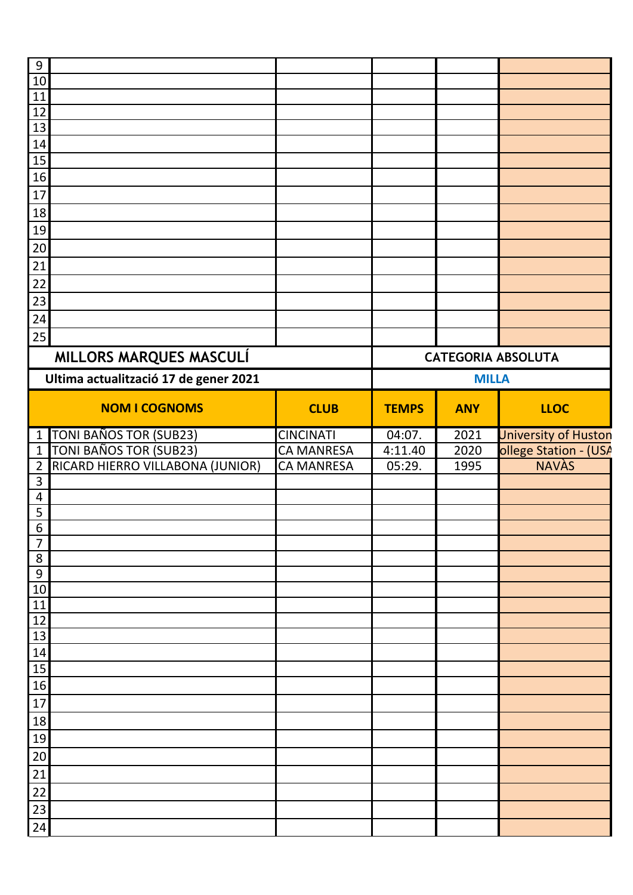| | | | | | |
|---|---|---|---|---|---|
| 9 | | | | | |
| 10 | | | | | |
| 11 | | | | | |
| 12 | | | | | |
| 13 | | | | | |
| 14 | | | | | |
| 15 | | | | | |
| 16 | | | | | |
| 17 | | | | | |
| 18 | | | | | |
| 19 | | | | | |
| 20 | | | | | |
| 21 | | | | | |
| 22 | | | | | |
| 23 | | | | | |
| 24 | | | | | |
| 25 | | | | | |

## MILLORS MARQUES MASCULÍ

**CATEGORIA ABSOLUTA**

**Ultima actualització 17 de gener 2021**

**MILLA**

| | NOM I COGNOMS | CLUB | TEMPS | ANY | LLOC |
|---|---|---|---|---|---|
| 1 | TONI BAÑOS TOR (SUB23) | CINCINATI | 04:07. | 2021 | University of Huston |
| 1 | TONI BAÑOS TOR (SUB23) | CA MANRESA | 4:11.40 | 2020 | ollege Station - (USA |
| 2 | RICARD HIERRO VILLABONA (JUNIOR) | CA MANRESA | 05:29. | 1995 | NAVÀS |
| 3 | | | | | |
| 4 | | | | | |
| 5 | | | | | |
| 6 | | | | | |
| 7 | | | | | |
| 8 | | | | | |
| 9 | | | | | |
| 10 | | | | | |
| 11 | | | | | |
| 12 | | | | | |
| 13 | | | | | |
| 14 | | | | | |
| 15 | | | | | |
| 16 | | | | | |
| 17 | | | | | |
| 18 | | | | | |
| 19 | | | | | |
| 20 | | | | | |
| 21 | | | | | |
| 22 | | | | | |
| 23 | | | | | |
| 24 | | | | | |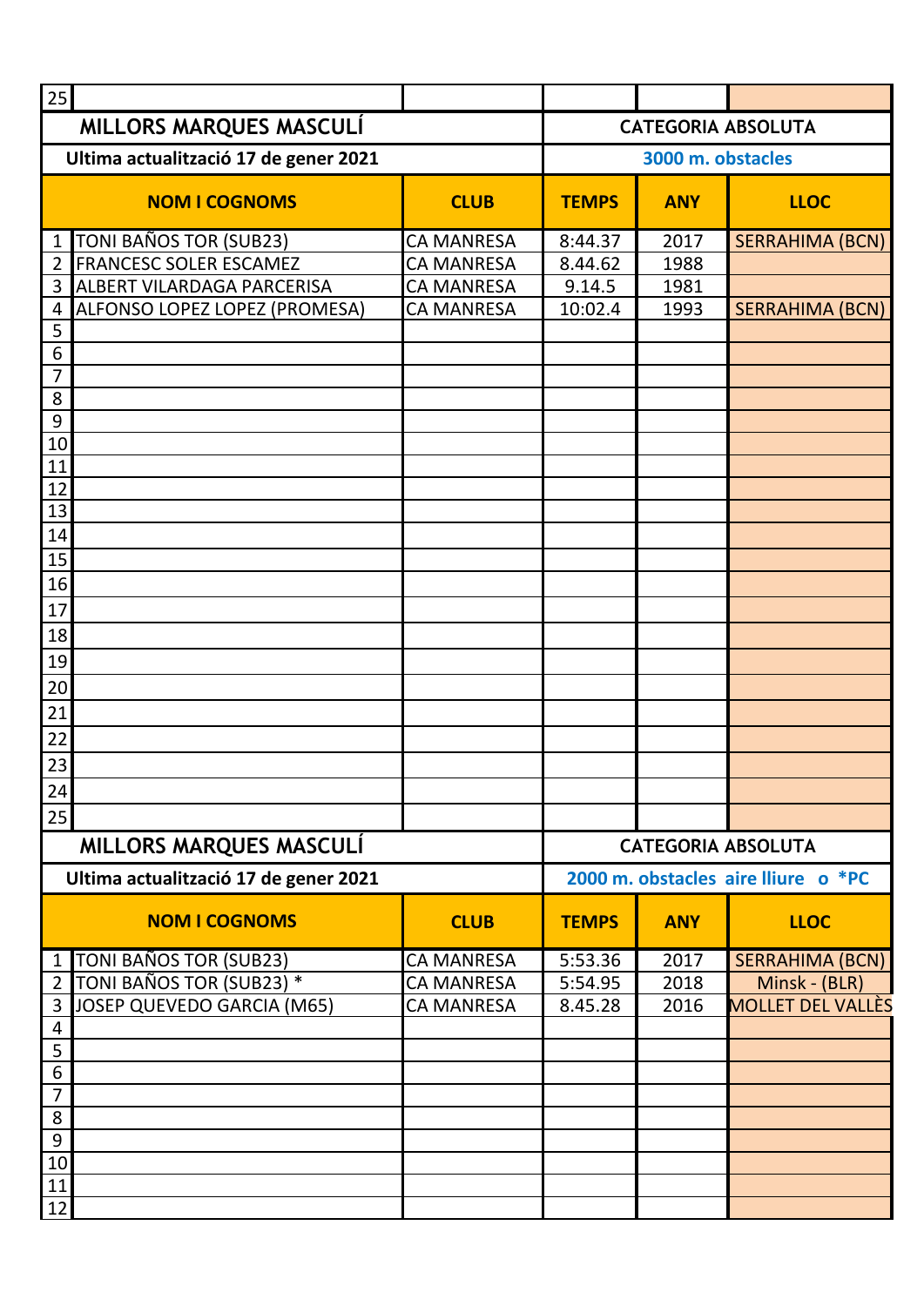| 25 | | | | | |
|---|---|---|---|---|---|

## MILLORS MARQUES MASCULÍ — CATEGORIA ABSOLUTA

**Ultima actualització 17 de gener 2021** — **3000 m. obstacles**

| | NOM I COGNOMS | CLUB | TEMPS | ANY | LLOC |
|---|---|---|---|---|---|
| 1 | TONI BAÑOS TOR (SUB23) | CA MANRESA | 8:44.37 | 2017 | SERRAHIMA (BCN) |
| 2 | FRANCESC SOLER ESCAMEZ | CA MANRESA | 8.44.62 | 1988 | |
| 3 | ALBERT VILARDAGA PARCERISA | CA MANRESA | 9.14.5 | 1981 | |
| 4 | ALFONSO LOPEZ LOPEZ (PROMESA) | CA MANRESA | 10:02.4 | 1993 | SERRAHIMA (BCN) |
| 5 | | | | | |
| 6 | | | | | |
| 7 | | | | | |
| 8 | | | | | |
| 9 | | | | | |
| 10 | | | | | |
| 11 | | | | | |
| 12 | | | | | |
| 13 | | | | | |
| 14 | | | | | |
| 15 | | | | | |
| 16 | | | | | |
| 17 | | | | | |
| 18 | | | | | |
| 19 | | | | | |
| 20 | | | | | |
| 21 | | | | | |
| 22 | | | | | |
| 23 | | | | | |
| 24 | | | | | |
| 25 | | | | | |

## MILLORS MARQUES MASCULÍ — CATEGORIA ABSOLUTA

**Ultima actualització 17 de gener 2021** — **2000 m. obstacles aire lliure o *PC**

| | NOM I COGNOMS | CLUB | TEMPS | ANY | LLOC |
|---|---|---|---|---|---|
| 1 | TONI BAÑOS TOR (SUB23) | CA MANRESA | 5:53.36 | 2017 | SERRAHIMA (BCN) |
| 2 | TONI BAÑOS TOR (SUB23) * | CA MANRESA | 5:54.95 | 2018 | Minsk - (BLR) |
| 3 | JOSEP QUEVEDO GARCIA (M65) | CA MANRESA | 8.45.28 | 2016 | MOLLET DEL VALLÈS |
| 4 | | | | | |
| 5 | | | | | |
| 6 | | | | | |
| 7 | | | | | |
| 8 | | | | | |
| 9 | | | | | |
| 10 | | | | | |
| 11 | | | | | |
| 12 | | | | | |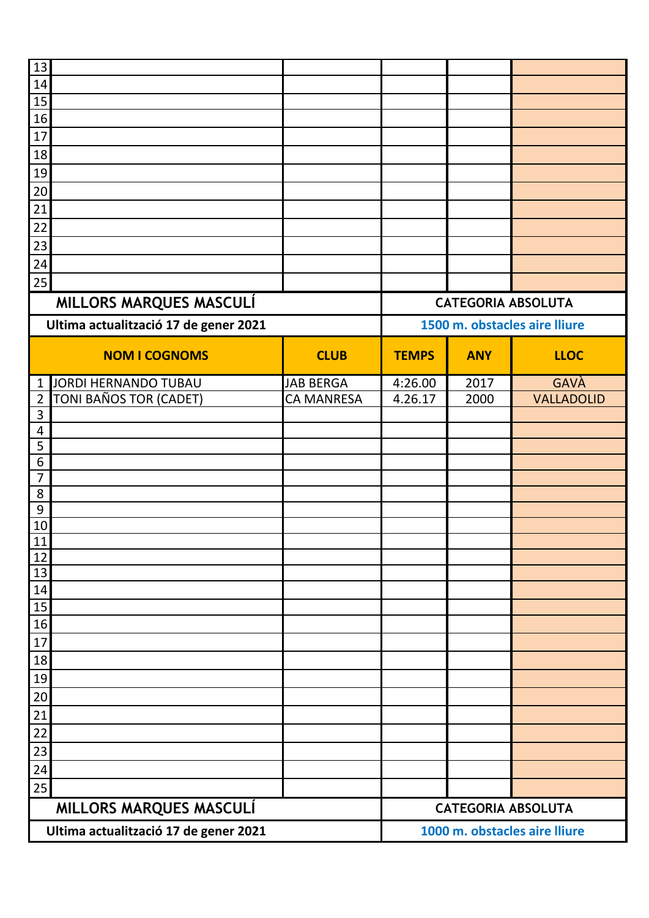| | | | | | |
|---|---|---|---|---|---|
| 13 | | | | | |
| 14 | | | | | |
| 15 | | | | | |
| 16 | | | | | |
| 17 | | | | | |
| 18 | | | | | |
| 19 | | | | | |
| 20 | | | | | |
| 21 | | | | | |
| 22 | | | | | |
| 23 | | | | | |
| 24 | | | | | |
| 25 | | | | | |

## MILLORS MARQUES MASCULÍ

**CATEGORIA ABSOLUTA**

**Ultima actualització 17 de gener 2021**

**1500 m. obstacles aire lliure**

| | NOM I COGNOMS | CLUB | TEMPS | ANY | LLOC |
|---|---|---|---|---|---|
| 1 | JORDI HERNANDO TUBAU | JAB BERGA | 4:26.00 | 2017 | GAVÀ |
| 2 | TONI BAÑOS TOR (CADET) | CA MANRESA | 4.26.17 | 2000 | VALLADOLID |
| 3 | | | | | |
| 4 | | | | | |
| 5 | | | | | |
| 6 | | | | | |
| 7 | | | | | |
| 8 | | | | | |
| 9 | | | | | |
| 10 | | | | | |
| 11 | | | | | |
| 12 | | | | | |
| 13 | | | | | |
| 14 | | | | | |
| 15 | | | | | |
| 16 | | | | | |
| 17 | | | | | |
| 18 | | | | | |
| 19 | | | | | |
| 20 | | | | | |
| 21 | | | | | |
| 22 | | | | | |
| 23 | | | | | |
| 24 | | | | | |
| 25 | | | | | |

## MILLORS MARQUES MASCULÍ

**CATEGORIA ABSOLUTA**

**Ultima actualització 17 de gener 2021**

**1000 m. obstacles aire lliure**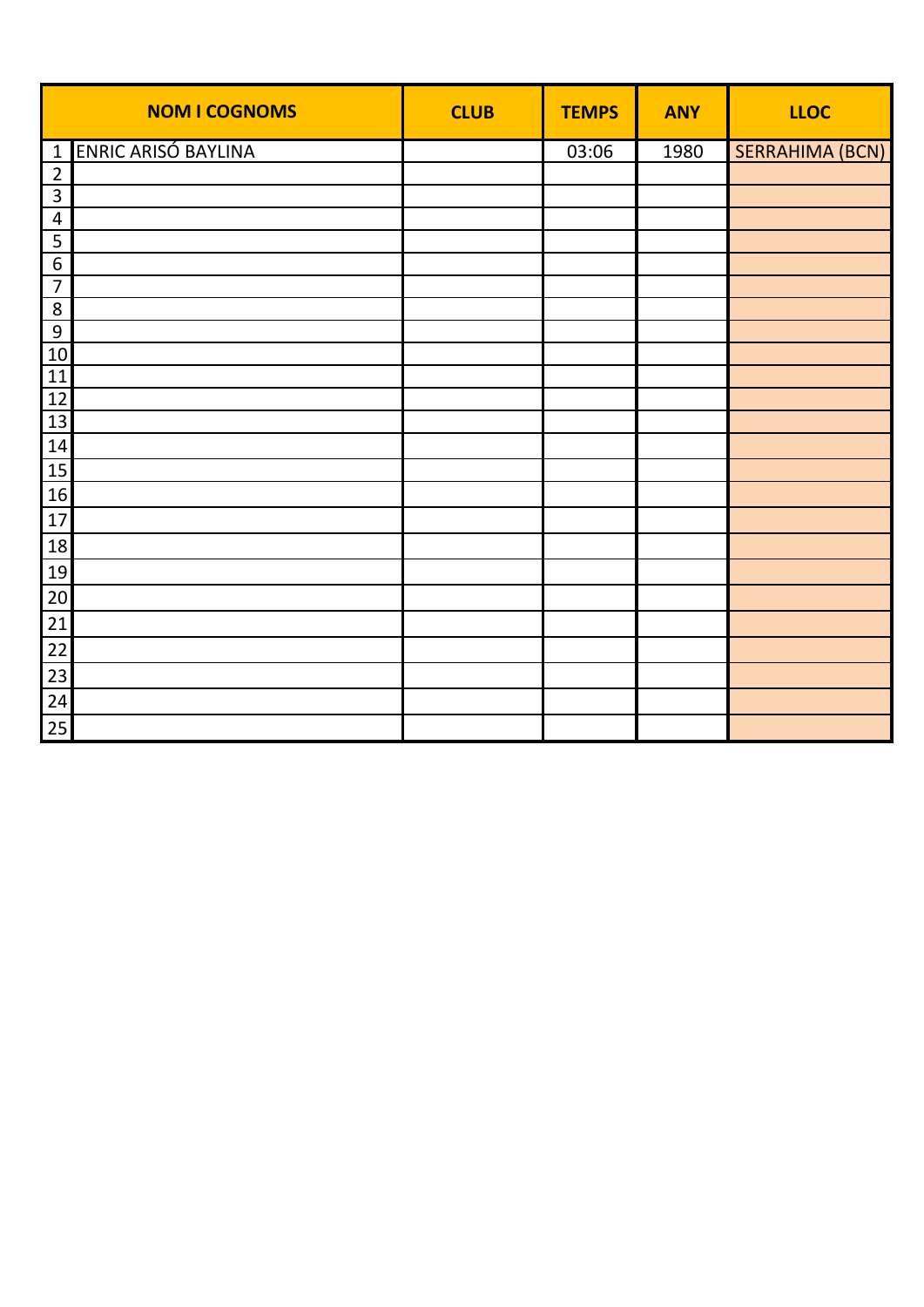| | NOM I COGNOMS | CLUB | TEMPS | ANY | LLOC |
|---|---|---|---|---|---|
| 1 | ENRIC ARISÓ BAYLINA | | 03:06 | 1980 | SERRAHIMA (BCN) |
| 2 | | | | | |
| 3 | | | | | |
| 4 | | | | | |
| 5 | | | | | |
| 6 | | | | | |
| 7 | | | | | |
| 8 | | | | | |
| 9 | | | | | |
| 10 | | | | | |
| 11 | | | | | |
| 12 | | | | | |
| 13 | | | | | |
| 14 | | | | | |
| 15 | | | | | |
| 16 | | | | | |
| 17 | | | | | |
| 18 | | | | | |
| 19 | | | | | |
| 20 | | | | | |
| 21 | | | | | |
| 22 | | | | | |
| 23 | | | | | |
| 24 | | | | | |
| 25 | | | | | |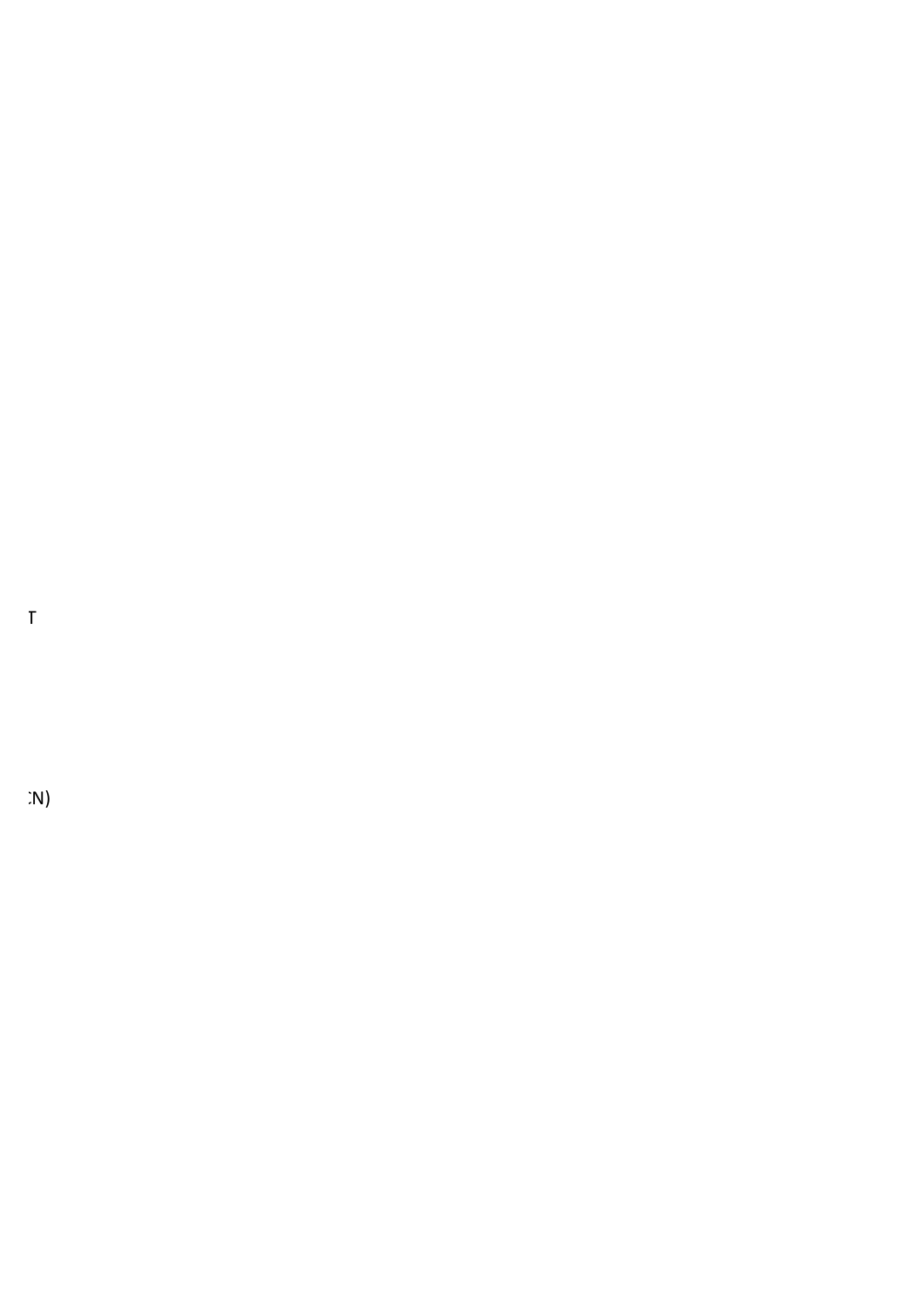T

:N)